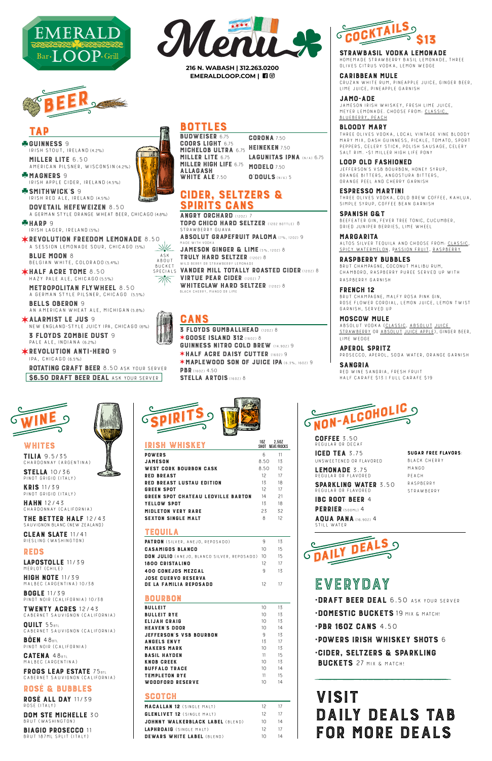# EMERALD LOOP Bar·Grill

# Menu

216 N. WABASH | 312.263.0200
EMERALDLOOP.COM |

## BEER

### TAP

- ☘ **GUINNESS** 9 — IRISH STOUT, IRELAND (4.2%)
- **MILLER LITE** 6.50 — AMERICAN PILSNER, WISCONSIN (4.2%)
- ☘ **MAGNERS** 9 — IRISH APPLE CIDER, IRELAND (4.5%)
- ☘ **SMITHWICK'S** 9 — IRISH RED ALE, IRELAND (4.5%)
- **DOVETAIL HEFEWEIZEN** 8.50 — A GERMAN STYLE ORANGE WHEAT BEER, CHICAGO (4.8%)
- ☘ **HARP** 9 — IRISH LAGER, IRELAND (5%)
- ✶ **REVOLUTION FREEDOM LEMONADE** 8.50 — A SESSION LEMONADE SOUR, CHICAGO (5%)
- **BLUE MOON** 8 — BELGIAN WHITE, COLORADO (5.4%)
- ✶ **HALF ACRE TOME** 8.50 — HAZY PALE ALE, CHICAGO (5.5%)
- **METROPOLITAN FLYWHEEL** 8.50 — A GERMAN STYLE PILSNER, CHICAGO (5.5%)
- **BELLS OBERON** 9 — AN AMERICAN WHEAT ALE, MICHIGAN (5.8%)
- ✶ **ALARMIST LE JUS** 9 — NEW ENGLAND-STYLE JUICY IPA, CHICAGO (6%)
- **3 FLOYDS ZOMBIE DUST** 9 — PALE ALE, INDIANA (6.2%)
- ✶ **REVOLUTION ANTI-HERO** 9 — IPA, CHICAGO (6.5%)
- **ROTATING CRAFT BEER** 8.50 ASK YOUR SERVER

**$6.50 DRAFT BEER DEAL** ASK YOUR SERVER

### BOTTLES

- **BUDWEISER** 6.75
- **COORS LIGHT** 6.75
- **MICHELOB ULTRA** 6.75
- **MILLER LITE** 6.75
- **MILLER HIGH LIFE** 6.75
- **ALLAGASH WHITE ALE** 7.50
- **CORONA** 7.50
- **HEINEKEN** 7.50
- **LAGUNITAS IPNA** (N/A) 6.75
- **MODELO** 7.50
- **O'DOULS** (N/A) 5

### CIDER, SELTZERS & SPIRITS CANS

ASK ABOUT BUCKET SPECIALS

- **ANGRY ORCHARD** (12OZ) 7
- **TOPO CHICO HARD SELTZER** (12OZ BOTTLE) 8 — STRAWBERRY GUAVA
- **ABSOLUT GRAPEFRUIT PALOMA** (7%, 12OZ) 9 — MADE WITH VODKA
- **JAMESON GINGER & LIME** (5%, 12OZ) 8
- **TRULY HARD SELTZER** (12OZ) 8 — WILD BERRY OR STRAWBERRY LEMONADE
- **VANDER MILL TOTALLY ROASTED CIDER** (12OZ) 8
- **VIRTUE PEAR CIDER** (12OZ) 7
- **WHITECLAW HARD SELTZER** (12OZ) 8 — BLACK CHERRY, MANGO OR LIME

### CANS

- **3 FLOYDS GUMBALLHEAD** (12OZ) 8
- ✶ **GOOSE ISLAND 312** (16OZ) 8
- **GUINNESS NITRO COLD BREW** (14.9OZ) 9
- ✶ **HALF ACRE DAISY CUTTER** (16OZ) 9
- ✶ **MAPLEWOOD SON OF JUICE IPA** (6.3%, 16OZ) 9
- **PBR** (16OZ) 4.50
- **STELLA ARTOIS** (16OZ) 8

## COCKTAILS $13

- **STRAWBASIL VODKA LEMONADE** — HOMEMADE STRAWBERRY BASIL LEMONADE, THREE OLIVES CITRUS VODKA, LEMON WEDGE
- **CARIBBEAN MULE** — CRUZAN WHITE RUM, PINEAPPLE JUICE, GINGER BEER, LIME JUICE, PINEAPPLE GARNISH
- **JAMO-ADE** — JAMESON IRISH WHISKEY, FRESH LIME JUICE, MEYER LEMONADE. CHOOSE FROM: CLASSIC, BLUEBERRY, PEACH
- **BLOODY MARY** — THREE OLIVES VODKA, LOCAL VINTAGE VINE BLOODY MARY MIX, DASH GUINNESS, PICKLE, TOMATO, SPORT PEPPERS, CELERY STICK, POLISH SAUSAGE, CELERY SALT RIM. +$1 MILLER HIGH LIFE PONY
- **LOOP OLD FASHIONED** — JEFFERSON'S VSB BOURBON, HONEY SYRUP, ORANGE BITTERS, ANGOSTURA BITTERS, ORANGE PEEL AND CHERRY GARNISH
- **ESPRESSO MARTINI** — THREE OLIVES VODKA, COLD BREW COFFEE, KAHLUA, SIMPLE SYRUP, COFFEE BEAN GARNISH
- **SPANISH G&T** — BEEFEATER GIN, FEVER TREE TONIC, CUCUMBER, DRIED JUNIPER BERRIES, LIME WHEEL
- **MARGARITA** — ALTOS SILVER TEQUILA AND CHOOSE FROM: CLASSIC, SPICY WATERMELON, PASSION FRUIT, RASPBERRY
- **RASPBERRY BUBBLES** — BRUT CHAMPAGNE, COCONUT MALIBU RUM, CHAMBORD, RASPBERRY PUREE SERVED UP WITH RASPBERRY GARNISH
- **FRENCH 12** — BRUT CHAMPAGNE, MALFY ROSA PINK GIN, ROSE FLOWER CORDIAL, LEMON JUICE, LEMON TWIST GARNISH, SERVED UP
- **MOSCOW MULE** — ABSOLUT VODKA (CLASSIC, ABSOLUT JUICE STRAWBERRY OR ABSOLUT JUICE APPLE), GINGER BEER, LIME WEDGE
- **APEROL SPRITZ** — PROSECCO, APEROL, SODA WATER, ORANGE GARNISH
- **SANGRIA** — RED WINE SANGRIA, FRESH FRUIT. HALF CARAFE $13 | FULL CARAFE $19

## WINE

### WHITES

- **TILIA** 9.5/35 — CHARDONNAY (ARGENTINA)
- **STELLA** 10/36 — PINOT GRIGIO (ITALY)
- **KRIS** 11/39 — PINOT GRIGIO (ITALY)
- **HAHN** 12/43 — CHARDONNAY (CALIFORNIA)
- **THE BETTER HALF** 12/43 — SAUVIGNON BLANC (NEW ZEALAND)
- **CLEAN SLATE** 11/41 — RIESLING (WASHINGTON)

### REDS

- **LAPOSTOLLE** 11/39 — MERLOT (CHILE)
- **HIGH NOTE** 11/39 — MALBEC (ARGENTINA) 10/38
- **BOGLE** 11/39 — PINOT NOIR (CALIFORNIA) 10/38
- **TWENTY ACRES** 12/43 — CABERNET SAUVIGNON (CALIFORNIA)
- **QUILT** 55BTL — CABERNET SAUVIGNON (CALIFORNIA)
- **BÖEN** 48BTL — PINOT NOIR (CALIFORNIA)
- **CATENA** 48BTL — MALBEC (ARGENTINA)
- **FROGS LEAP ESTATE** 75BTL — CABERNET SAUVIGNON (CALIFORNIA)

### ROSÉ & BUBBLES

- **ROSÉ ALL DAY** 11/39 — ROSÉ (ITALY)
- **DOM STE MICHELLE** 30 — BRUT (WASHINGTON)
- **BIAGIO PROSECCO** 11 — BRUT 187ML SPLIT (ITALY)

## SPIRITS

### IRISH WHISKEY

| | 1OZ SHOT | 2.5OZ NEAT/ROCKS |
|---|---|---|
| POWERS | 6 | 11 |
| JAMESON | 8.50 | 13 |
| WEST CORK BOURBON CASK | 8.50 | 12 |
| RED BREAST | 12 | 17 |
| RED BREAST LUSTAU EDITION | 13 | 18 |
| GREEN SPOT | 12 | 17 |
| GREEN SPOT CHATEAU LEOVILLE BARTON | 14 | 21 |
| YELLOW SPOT | 13 | 18 |
| MIDLETON VERY RARE | 23 | 32 |
| SEXTON SINGLE MALT | 8 | 12 |

### TEQUILA

| | | |
|---|---|---|
| PATRON (SILVER, ANEJO, REPOSADO) | 9 | 13 |
| CASAMIGOS BLANCO | 10 | 15 |
| DON JULIO (ANEJO, BLANCO SILVER, REPOSADO) | 10 | 15 |
| 1800 CRISTALINO | 12 | 17 |
| 400 CONEJOS MEZCAL | 9 | 13 |
| JOSE CUERVO RESERVA DE LA FAMILIA REPOSADO | 12 | 17 |

### BOURBON

| | | |
|---|---|---|
| BULLEIT | 10 | 13 |
| BULLEIT RYE | 10 | 13 |
| ELIJAH CRAIG | 10 | 13 |
| HEAVEN'S DOOR | 10 | 14 |
| JEFFERSON'S VSB BOURBON | 9 | 13 |
| ANGELS ENVY | 13 | 17 |
| MAKERS MARK | 10 | 13 |
| BASIL HAYDEN | 11 | 15 |
| KNOB CREEK | 10 | 13 |
| BUFFALO TRACE | 10 | 14 |
| TEMPLETON RYE | 11 | 15 |
| WOODFORD RESERVE | 10 | 14 |

### SCOTCH

| | | |
|---|---|---|
| MACALLAN 12 (SINGLE MALT) | 12 | 17 |
| GLENLIVET 12 (SINGLE MALT) | 12 | 17 |
| JOHNNY WALKERBLACK LABEL (BLEND) | 10 | 14 |
| LAPHROAIG (SINGLE MALT) | 12 | 17 |
| DEWARS WHITE LABEL (BLEND) | 10 | 14 |

## NON-ALCOHOLIC

- **COFFEE** 3.50 — REGULAR OR DECAF
- **ICED TEA** 3.75 — UNSWEETENED OR FLAVORED
- **LEMONADE** 3.75 — REGULAR OR FLAVORED
- **SPARKLING WATER** 3.50 — REGULAR OR FLAVORED
- **IBC ROOT BEER** 4
- **PERRIER** (500ML) 4
- **AQUA PANA** (16.9OZ) 4 — STILL WATER

**SUGAR FREE FLAVORS:** BLACK CHERRY, MANGO, PEACH, RASPBERRY, STRAWBERRY

## DAILY DEALS

### EVERYDAY

- **DRAFT BEER DEAL** 6.50 ASK YOUR SERVER
- **DOMESTIC BUCKETS** 19 MIX & MATCH!
- **PBR 16OZ CANS** 4.50
- **POWERS IRISH WHISKEY SHOTS** 6
- **CIDER, SELTZERS & SPARKLING BUCKETS** 27 MIX & MATCH!

**VISIT DAILY DEALS TAB FOR MORE DEALS**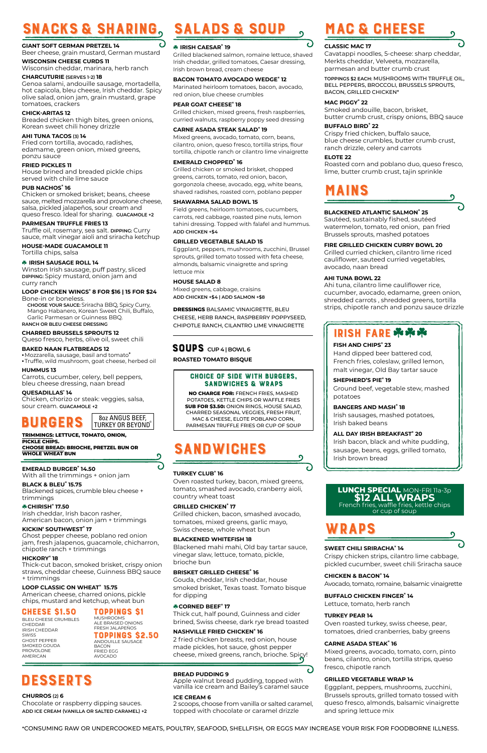# SNACKS & SHARING

**GIANT SOFT GERMAN PRETZEL 14**
Beer cheese, grain mustard, German mustard

**WISCONSIN CHEESE CURDS 11**
Wisconsin cheddar, marinara, herb ranch

**CHARCUTURIE (SERVES 1-2) 18**
Genoa salami, andouille sausage, mortadella, hot capicola, bleu cheese, Irish cheddar. Spicy olive salad, onion jam, grain mustard, grape tomatoes, crackers

**CHICK-ARITAS 12**
Breaded chicken thigh bites, green onions, Korean sweet chili honey drizzle

**AHI TUNA TACOS (3) 14**
Fried corn tortilla, avocado, radishes, edamame, green onion, mixed greens, ponzu sauce

**FRIED PICKLES 11**
House brined and breaded pickle chips served with chile lime sauce

**PUB NACHOS* 16**
Chicken or smoked brisket; beans, cheese sauce, melted mozzarella and provolone cheese, salsa, pickled jalapeños, sour cream and queso fresco. Ideal for sharing. **GUACAMOLE +2**

**PARMESAN TRUFFLE FRIES 13**
Truffle oil, rosemary, sea salt. **DIPPING:** Curry sauce, malt vinegar aioli and sriracha ketchup

**HOUSE-MADE GUACAMOLE 11**
Tortilla chips, salsa

**☘ IRISH SAUSAGE ROLL 14**
Winston Irish sausage, puff pastry, sliced
**DIPPING:** Spicy mustard, onion jam and curry ranch

**LOOP CHICKEN WINGS* 8 FOR $16 | 15 FOR $24**
Bone-in or boneless.
**CHOOSE YOUR SAUCE:** Sriracha BBQ, Spicy Curry, Mango Habanero, Korean Sweet Chili, Buffalo, Garlic Parmesan or Guinness BBQ.
**RANCH OR BLEU CHEESE DRESSING**

**CHARRED BRUSSELS SPROUTS 12**
Queso fresco, herbs, olive oil, sweet chili

**BAKED NAAN FLATBREADS 12**
- Mozzarella, sausage, basil and tomato*
- Truffle, wild mushroom, goat cheese, herbed oil

**HUMMUS 13**
Carrots, cucumber, celery, bell peppers, bleu cheese dressing, naan bread

**QUESADILLAS* 14**
Chicken, chorizo or steak: veggies, salsa, sour cream. **GUACAMOLE +2**

# BURGERS

8oz ANGUS BEEF, TURKEY OR BEYOND®

**TRIMMINGS: LETTUCE, TOMATO, ONION, PICKLE CHIPS.**
**CHOOSE BREAD: BRIOCHE, PRETZEL BUN OR WHOLE WHEAT BUN**

**EMERALD BURGER* 14.50**
With all the trimmings + onion jam

**BLACK & BLEU* 15.75**
Blackened spices, crumble bleu cheese + trimmings

**☘ CHIRISH* 17.50**
Irish cheddar, Irish bacon rasher, American bacon, onion jam + trimmings

**KICKIN' SOUTHWEST* 17**
Ghost pepper cheese, poblano red onion jam, fresh jalapenos, guacamole, chicharron, chipotle ranch + trimmings

**HICKORY* 18**
Thick-cut bacon, smoked brisket, crispy onion straws, cheddar cheese, Guinness BBQ sauce + trimmings

**LOOP CLASSIC ON WHEAT* 15.75**
American cheese, charred onions, pickle chips, mustard and ketchup, wheat bun

### CHEESE $1.50
BLEU CHEESE CRUMBLES
CHEDDAR
IRISH CHEDDAR
SWISS
GHOST PEPPER
SMOKED GOUDA
PROVOLONE
AMERICAN

### TOPPINGS $1
MUSHROOMS
ALE BRAISED ONIONS
FRESH JALAPEÑOS

### TOPPINGS $2.50
ANDOUILLE SAUSAGE
BACON
FRIED EGG
AVOCADO

# SALADS & SOUP

**☘ IRISH CAESAR* 19**
Grilled blackened salmon, romaine lettuce, shaved Irish cheddar, grilled tomatoes, Caesar dressing, Irish brown bread, cream cheese

**BACON TOMATO AVOCADO WEDGE* 12**
Marinated heirloom tomatoes, bacon, avocado, red onion, blue cheese crumbles

**PEAR GOAT CHEESE* 18**
Grilled chicken, mixed greens, fresh raspberries, curried walnuts, raspberry poppy seed dressing

**CARNE ASADA STEAK SALAD* 19**
Mixed greens, avocado, tomato, corn, beans, cilantro, onion, queso fresco, tortilla strips, flour tortilla, chipotle ranch or cilantro lime vinaigrette

**EMERALD CHOPPED* 16**
Grilled chicken or smoked brisket, chopped greens, carrots, tomato, red onion, bacon, gorgonzola cheese, avocado, egg, white beans, shaved radishes, roasted corn, poblano pepper

**SHAWARMA SALAD BOWL 15**
Field greens, heirloom tomatoes, cucumbers, carrots, red cabbage, roasted pine nuts, lemon tahini dressing. Topped with falafel and hummus.
**ADD CHICKEN +$4**

**GRILLED VEGETABLE SALAD 15**
Eggplant, peppers, mushrooms, zucchini, Brussel sprouts, grilled tomato tossed with feta cheese, almonds, balsamic vinaigrette and spring lettuce mix

**HOUSE SALAD 8**
Mixed greens, cabbage, craisins
**ADD CHICKEN +$4 | ADD SALMON +$8**

**DRESSINGS** BALSAMIC VINAIGRETTE, BLEU CHEESE, HERB RANCH, RASPBERRY POPPYSEED, CHIPOTLE RANCH, CILANTRO LIME VINAIGRETTE

## SOUPS CUP 4 | BOWL 6

**ROASTED TOMATO BISQUE**

### CHOICE OF SIDE WITH BURGERS, SANDWICHES & WRAPS

**NO CHARGE FOR:** FRENCH FRIES, MASHED POTATOES, KETTLE CHIPS OR WAFFLE FRIES
**SUB FOR $3.50:** ONION RINGS, HOUSE SALAD, CHARRED SEASONAL VEGGIES, FRESH FRUIT, MAC & CHEESE, ELOTE POBLANO CORN, PARMESAN TRUFFLE FRIES OR CUP OF SOUP

# SANDWICHES

**TURKEY CLUB* 16**
Oven roasted turkey, bacon, mixed greens, tomato, smashed avocado, cranberry aioli, country wheat toast

**GRILLED CHICKEN* 17**
Grilled chicken, bacon, smashed avocado, tomatoes, mixed greens, garlic mayo, Swiss cheese, whole wheat bun

**BLACKENED WHITEFISH 18**
Blackened mahi mahi, Old bay tartar sauce, vinegar slaw, lettuce, tomato, pickle, brioche bun

**BRISKET GRILLED CHEESE* 16**
Gouda, cheddar, Irish cheddar, house smoked brisket, Texas toast. Tomato bisque for dipping

**☘ CORNED BEEF* 17**
Thick cut, half pound, Guinness and cider brined, Swiss cheese, dark rye bread toasted

**NASHVILLE FRIED CHICKEN* 16**
2 fried chicken breasts, red onion, house made pickles, hot sauce, ghost pepper cheese, mixed greens, ranch, brioche. Spicy!

# MAC & CHEESE

**CLASSIC MAC 17**
Cavatappi noodles, 5-cheese: sharp cheddar, Merkts cheddar, Velveeta, mozzarella, parmesan and butter crumb crust

**TOPPINGS $2 EACH: MUSHROOMS WITH TRUFFLE OIL, BELL PEPPERS, BROCCOLI, BRUSSELS SPROUTS, BACON, GRILLED CHICKEN***

**MAC PIGGY* 22**
Smoked andouille, bacon, brisket, butter crumb crust, crispy onions, BBQ sauce

**BUFFALO BIRD* 22**
Crispy fried chicken, buffalo sauce, blue cheese crumbles, butter crumb crust, ranch drizzle, celery and carrots

**ELOTE 22**
Roasted corn and poblano duo, queso fresco, lime, butter crumb crust, tajin sprinkle

# MAINS

**BLACKENED ATLANTIC SALMON* 25**
Sautéed, sustainably fished, sautéed watermelon, tomato, red onion, pan fried Brussels sprouts, mashed potatoes

**FIRE GRILLED CHICKEN CURRY BOWL 20**
Grilled curried chicken, cilantro lime riced cauliflower, sauteed curried vegetables, avocado, naan bread

**AHI TUNA BOWL 22**
Ahi tuna, cilantro lime cauliflower rice, cucumber, avocado, edamame, green onion, shredded carrots, shredded greens, tortilla strips, chipotle ranch and ponzu sauce drizzle

## IRISH FARE ☘☘☘

**FISH AND CHIPS* 23**
Hand dipped beer battered cod, French fries, coleslaw, grilled lemon, malt vinegar, Old Bay tartar sauce

**SHEPHERD'S PIE* 19**
Ground beef, vegetable stew, mashed potatoes

**BANGERS AND MASH* 18**
Irish sausages, mashed potatoes, Irish baked beans

**ALL DAY IRISH BREAKFAST* 20**
Irish bacon, black and white pudding, sausage, beans, eggs, grilled tomato, Irish brown bread

**LUNCH SPECIAL** MON-FRI 11a-3p
**$12 ALL WRAPS**
French fries, waffle fries, kettle chips or cup of soup

# WRAPS

**SWEET CHILI SRIRACHA* 14**
Crispy chicken strips, cilantro lime cabbage, pickled cucumber, sweet chili Sriracha sauce

**CHICKEN & BACON* 14**
Avocado, tomato, romaine, balsamic vinaigrette

**BUFFALO CHICKEN FINGER* 14**
Lettuce, tomato, herb ranch

**TURKEY PEAR 14**
Oven roasted turkey, swiss cheese, pear, tomatoes, dried cranberries, baby greens

**CARNE ASADA STEAK* 16**
Mixed greens, avocado, tomato, corn, pinto beans, cilantro, onion, tortilla strips, queso fresco, chipotle ranch

**GRILLED VEGETABLE WRAP 14**
Eggplant, peppers, mushrooms, zucchini, Brussels sprouts, grilled tomato tossed with queso fresco, almonds, balsamic vinaigrette and spring lettuce mix

# DESSERTS

**CHURROS (2) 6**
Chocolate or raspberry dipping sauces.
**ADD ICE CREAM (VANILLA OR SALTED CARAMEL) +2**

**BREAD PUDDING 9**
Apple walnut bread pudding, topped with vanilla ice cream and Bailey's caramel sauce

**ICE CREAM 6**
2 scoops, choose from vanilla or salted caramel, topped with chocolate or caramel drizzle

*CONSUMING RAW OR UNDERCOOKED MEATS, POULTRY, SEAFOOD, SHELLFISH, OR EGGS MAY INCREASE YOUR RISK FOR FOODBORNE ILLNESS.